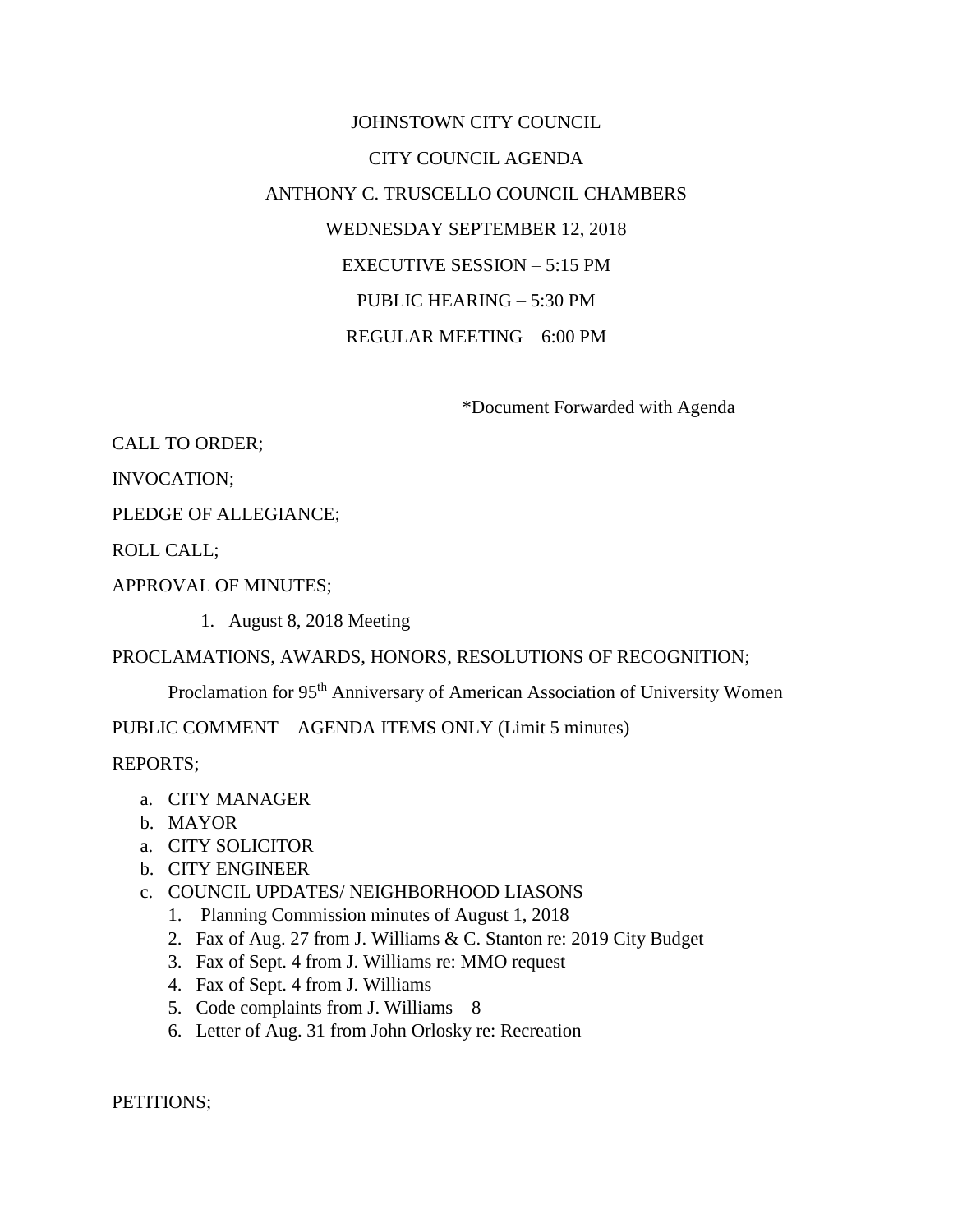# JOHNSTOWN CITY COUNCIL

## CITY COUNCIL AGENDA

## ANTHONY C. TRUSCELLO COUNCIL CHAMBERS

## WEDNESDAY SEPTEMBER 12, 2018

EXECUTIVE SESSION – 5:15 PM

PUBLIC HEARING – 5:30 PM

REGULAR MEETING – 6:00 PM

*Document Forwarded with Agenda

CALL TO ORDER;

INVOCATION;

PLEDGE OF ALLEGIANCE;

ROLL CALL;

APPROVAL OF MINUTES;

1. August 8, 2018 Meeting

PROCLAMATIONS, AWARDS, HONORS, RESOLUTIONS OF RECOGNITION;

Proclamation for 95th Anniversary of American Association of University Women

PUBLIC COMMENT – AGENDA ITEMS ONLY (Limit 5 minutes)

REPORTS;

a. CITY MANAGER
b. MAYOR
a. CITY SOLICITOR
b. CITY ENGINEER
c. COUNCIL UPDATES/ NEIGHBORHOOD LIASONS
   1. Planning Commission minutes of August 1, 2018
   2. Fax of Aug. 27 from J. Williams & C. Stanton re: 2019 City Budget
   3. Fax of Sept. 4 from J. Williams re: MMO request
   4. Fax of Sept. 4 from J. Williams
   5. Code complaints from J. Williams – 8
   6. Letter of Aug. 31 from John Orlosky re: Recreation

PETITIONS;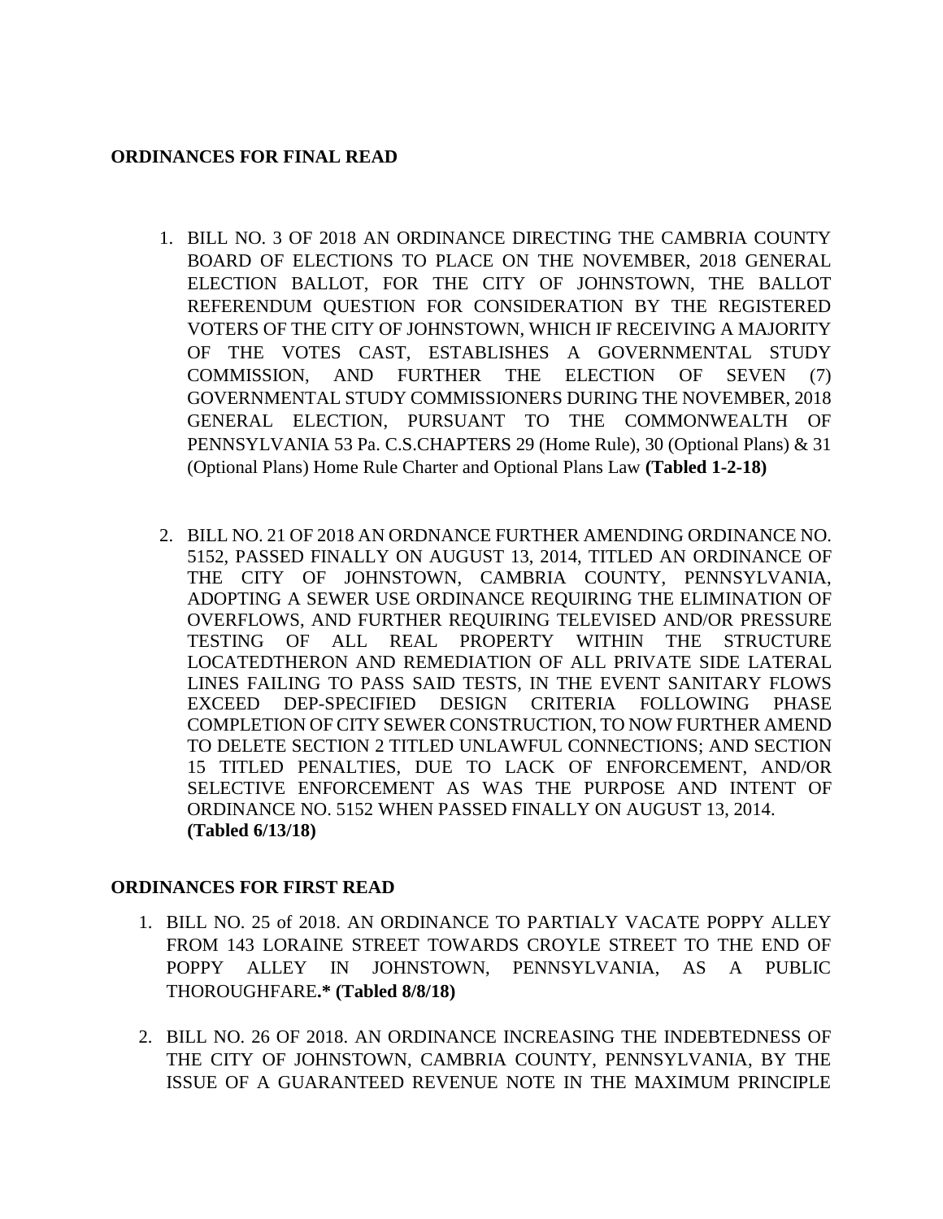**ORDINANCES FOR FINAL READ**

1. BILL NO. 3 OF 2018 AN ORDINANCE DIRECTING THE CAMBRIA COUNTY BOARD OF ELECTIONS TO PLACE ON THE NOVEMBER, 2018 GENERAL ELECTION BALLOT, FOR THE CITY OF JOHNSTOWN, THE BALLOT REFERENDUM QUESTION FOR CONSIDERATION BY THE REGISTERED VOTERS OF THE CITY OF JOHNSTOWN, WHICH IF RECEIVING A MAJORITY OF THE VOTES CAST, ESTABLISHES A GOVERNMENTAL STUDY COMMISSION, AND FURTHER THE ELECTION OF SEVEN (7) GOVERNMENTAL STUDY COMMISSIONERS DURING THE NOVEMBER, 2018 GENERAL ELECTION, PURSUANT TO THE COMMONWEALTH OF PENNSYLVANIA 53 Pa. C.S.CHAPTERS 29 (Home Rule), 30 (Optional Plans) & 31 (Optional Plans) Home Rule Charter and Optional Plans Law **(Tabled 1-2-18)**

2. BILL NO. 21 OF 2018 AN ORDNANCE FURTHER AMENDING ORDINANCE NO. 5152, PASSED FINALLY ON AUGUST 13, 2014, TITLED AN ORDINANCE OF THE CITY OF JOHNSTOWN, CAMBRIA COUNTY, PENNSYLVANIA, ADOPTING A SEWER USE ORDINANCE REQUIRING THE ELIMINATION OF OVERFLOWS, AND FURTHER REQUIRING TELEVISED AND/OR PRESSURE TESTING OF ALL REAL PROPERTY WITHIN THE STRUCTURE LOCATEDTHERON AND REMEDIATION OF ALL PRIVATE SIDE LATERAL LINES FAILING TO PASS SAID TESTS, IN THE EVENT SANITARY FLOWS EXCEED DEP-SPECIFIED DESIGN CRITERIA FOLLOWING PHASE COMPLETION OF CITY SEWER CONSTRUCTION, TO NOW FURTHER AMEND TO DELETE SECTION 2 TITLED UNLAWFUL CONNECTIONS; AND SECTION 15 TITLED PENALTIES, DUE TO LACK OF ENFORCEMENT, AND/OR SELECTIVE ENFORCEMENT AS WAS THE PURPOSE AND INTENT OF ORDINANCE NO. 5152 WHEN PASSED FINALLY ON AUGUST 13, 2014. **(Tabled 6/13/18)**

**ORDINANCES FOR FIRST READ**

1. BILL NO. 25 of 2018. AN ORDINANCE TO PARTIALY VACATE POPPY ALLEY FROM 143 LORAINE STREET TOWARDS CROYLE STREET TO THE END OF POPPY ALLEY IN JOHNSTOWN, PENNSYLVANIA, AS A PUBLIC THOROUGHFARE**.* (Tabled 8/8/18)**

2. BILL NO. 26 OF 2018. AN ORDINANCE INCREASING THE INDEBTEDNESS OF THE CITY OF JOHNSTOWN, CAMBRIA COUNTY, PENNSYLVANIA, BY THE ISSUE OF A GUARANTEED REVENUE NOTE IN THE MAXIMUM PRINCIPLE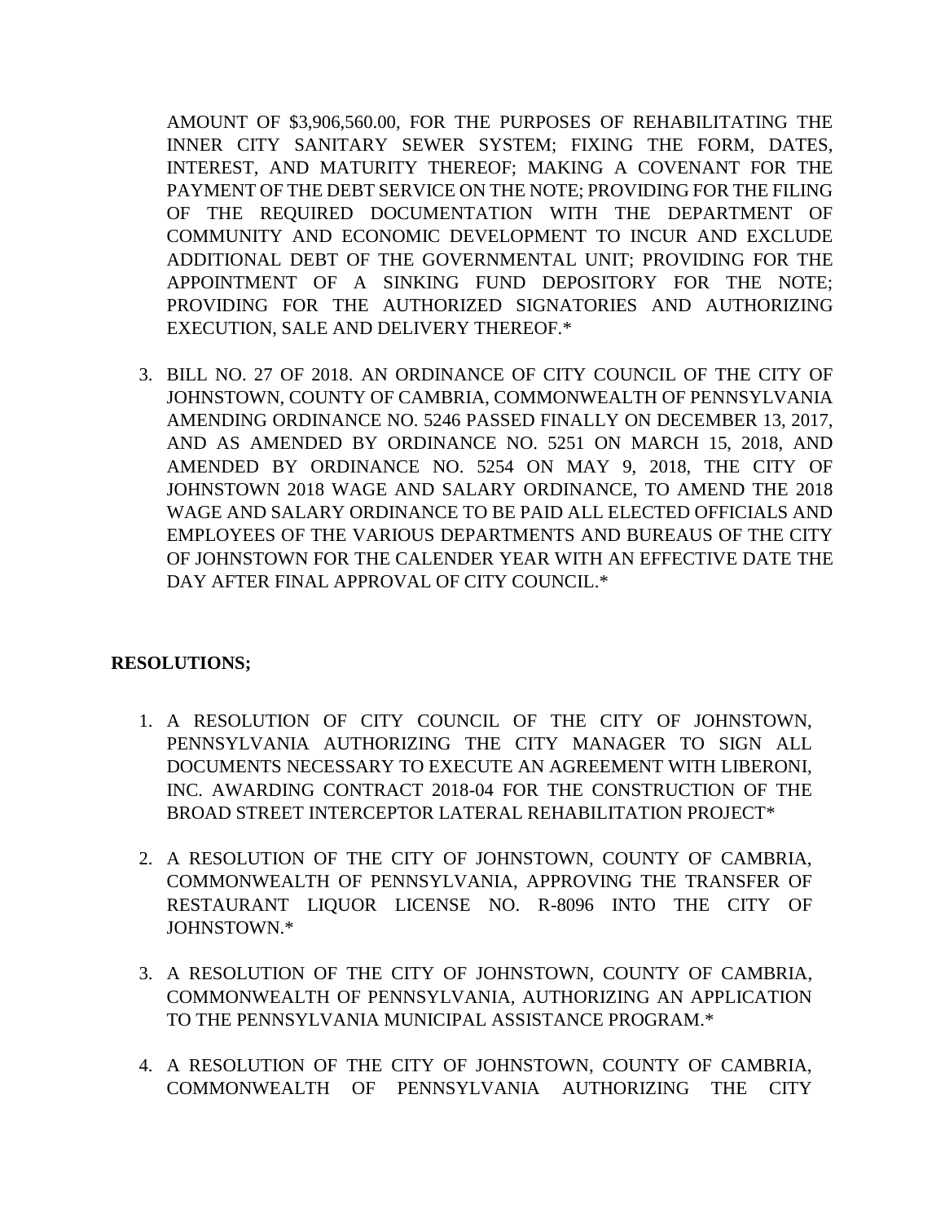AMOUNT OF $3,906,560.00, FOR THE PURPOSES OF REHABILITATING THE INNER CITY SANITARY SEWER SYSTEM; FIXING THE FORM, DATES, INTEREST, AND MATURITY THEREOF; MAKING A COVENANT FOR THE PAYMENT OF THE DEBT SERVICE ON THE NOTE; PROVIDING FOR THE FILING OF THE REQUIRED DOCUMENTATION WITH THE DEPARTMENT OF COMMUNITY AND ECONOMIC DEVELOPMENT TO INCUR AND EXCLUDE ADDITIONAL DEBT OF THE GOVERNMENTAL UNIT; PROVIDING FOR THE APPOINTMENT OF A SINKING FUND DEPOSITORY FOR THE NOTE; PROVIDING FOR THE AUTHORIZED SIGNATORIES AND AUTHORIZING EXECUTION, SALE AND DELIVERY THEREOF.*

3. BILL NO. 27 OF 2018. AN ORDINANCE OF CITY COUNCIL OF THE CITY OF JOHNSTOWN, COUNTY OF CAMBRIA, COMMONWEALTH OF PENNSYLVANIA AMENDING ORDINANCE NO. 5246 PASSED FINALLY ON DECEMBER 13, 2017, AND AS AMENDED BY ORDINANCE NO. 5251 ON MARCH 15, 2018, AND AMENDED BY ORDINANCE NO. 5254 ON MAY 9, 2018, THE CITY OF JOHNSTOWN 2018 WAGE AND SALARY ORDINANCE, TO AMEND THE 2018 WAGE AND SALARY ORDINANCE TO BE PAID ALL ELECTED OFFICIALS AND EMPLOYEES OF THE VARIOUS DEPARTMENTS AND BUREAUS OF THE CITY OF JOHNSTOWN FOR THE CALENDER YEAR WITH AN EFFECTIVE DATE THE DAY AFTER FINAL APPROVAL OF CITY COUNCIL.*

**RESOLUTIONS;**

1. A RESOLUTION OF CITY COUNCIL OF THE CITY OF JOHNSTOWN, PENNSYLVANIA AUTHORIZING THE CITY MANAGER TO SIGN ALL DOCUMENTS NECESSARY TO EXECUTE AN AGREEMENT WITH LIBERONI, INC. AWARDING CONTRACT 2018-04 FOR THE CONSTRUCTION OF THE BROAD STREET INTERCEPTOR LATERAL REHABILITATION PROJECT*

2. A RESOLUTION OF THE CITY OF JOHNSTOWN, COUNTY OF CAMBRIA, COMMONWEALTH OF PENNSYLVANIA, APPROVING THE TRANSFER OF RESTAURANT LIQUOR LICENSE NO. R-8096 INTO THE CITY OF JOHNSTOWN.*

3. A RESOLUTION OF THE CITY OF JOHNSTOWN, COUNTY OF CAMBRIA, COMMONWEALTH OF PENNSYLVANIA, AUTHORIZING AN APPLICATION TO THE PENNSYLVANIA MUNICIPAL ASSISTANCE PROGRAM.*

4. A RESOLUTION OF THE CITY OF JOHNSTOWN, COUNTY OF CAMBRIA, COMMONWEALTH OF PENNSYLVANIA AUTHORIZING THE CITY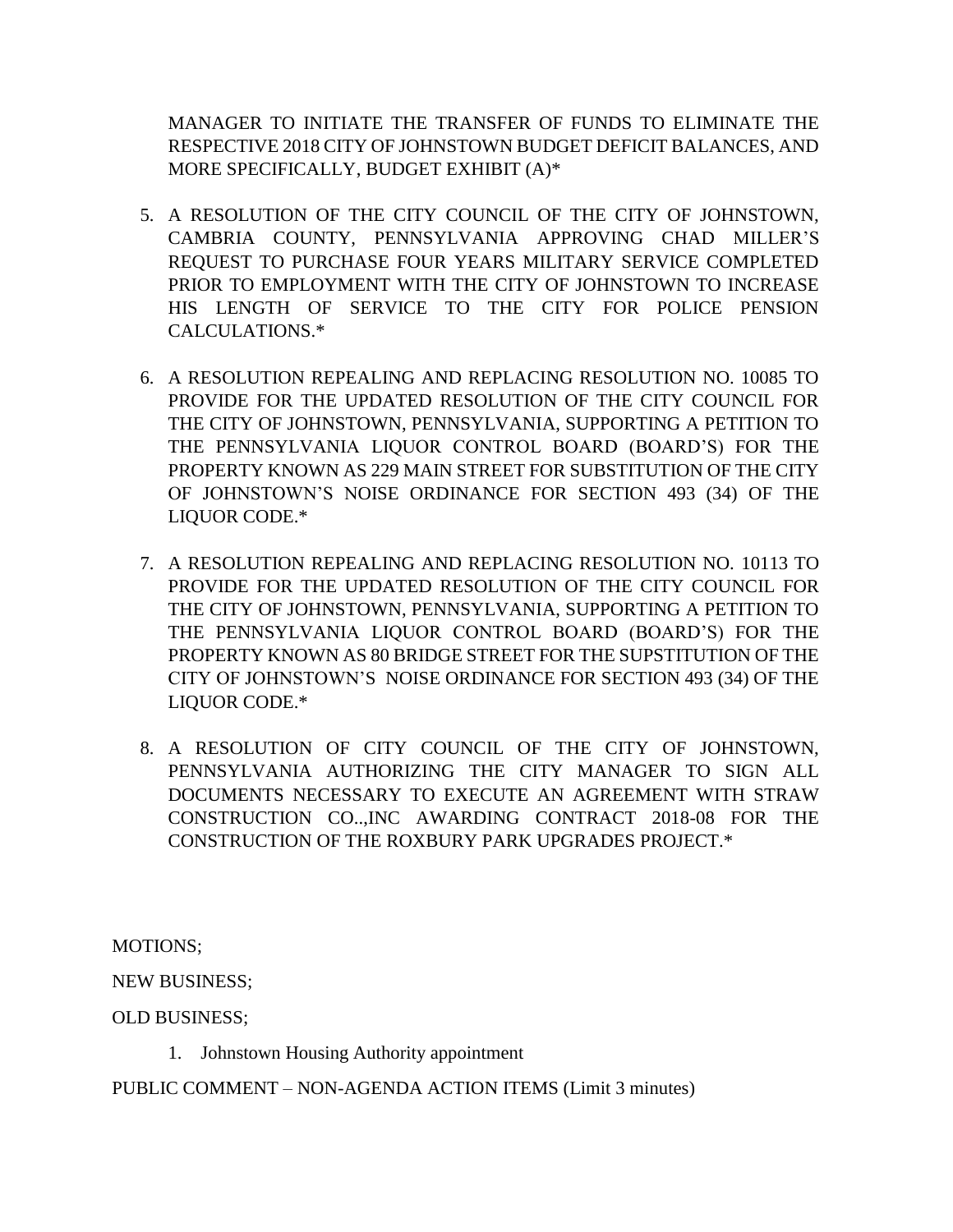MANAGER TO INITIATE THE TRANSFER OF FUNDS TO ELIMINATE THE RESPECTIVE 2018 CITY OF JOHNSTOWN BUDGET DEFICIT BALANCES, AND MORE SPECIFICALLY, BUDGET EXHIBIT (A)*

5. A RESOLUTION OF THE CITY COUNCIL OF THE CITY OF JOHNSTOWN, CAMBRIA COUNTY, PENNSYLVANIA APPROVING CHAD MILLER'S REQUEST TO PURCHASE FOUR YEARS MILITARY SERVICE COMPLETED PRIOR TO EMPLOYMENT WITH THE CITY OF JOHNSTOWN TO INCREASE HIS LENGTH OF SERVICE TO THE CITY FOR POLICE PENSION CALCULATIONS.*

6. A RESOLUTION REPEALING AND REPLACING RESOLUTION NO. 10085 TO PROVIDE FOR THE UPDATED RESOLUTION OF THE CITY COUNCIL FOR THE CITY OF JOHNSTOWN, PENNSYLVANIA, SUPPORTING A PETITION TO THE PENNSYLVANIA LIQUOR CONTROL BOARD (BOARD'S) FOR THE PROPERTY KNOWN AS 229 MAIN STREET FOR SUBSTITUTION OF THE CITY OF JOHNSTOWN'S NOISE ORDINANCE FOR SECTION 493 (34) OF THE LIQUOR CODE.*

7. A RESOLUTION REPEALING AND REPLACING RESOLUTION NO. 10113 TO PROVIDE FOR THE UPDATED RESOLUTION OF THE CITY COUNCIL FOR THE CITY OF JOHNSTOWN, PENNSYLVANIA, SUPPORTING A PETITION TO THE PENNSYLVANIA LIQUOR CONTROL BOARD (BOARD'S) FOR THE PROPERTY KNOWN AS 80 BRIDGE STREET FOR THE SUPSTITUTION OF THE CITY OF JOHNSTOWN'S NOISE ORDINANCE FOR SECTION 493 (34) OF THE LIQUOR CODE.*

8. A RESOLUTION OF CITY COUNCIL OF THE CITY OF JOHNSTOWN, PENNSYLVANIA AUTHORIZING THE CITY MANAGER TO SIGN ALL DOCUMENTS NECESSARY TO EXECUTE AN AGREEMENT WITH STRAW CONSTRUCTION CO..,INC AWARDING CONTRACT 2018-08 FOR THE CONSTRUCTION OF THE ROXBURY PARK UPGRADES PROJECT.*

MOTIONS;

NEW BUSINESS;

OLD BUSINESS;

1. Johnstown Housing Authority appointment

PUBLIC COMMENT – NON-AGENDA ACTION ITEMS (Limit 3 minutes)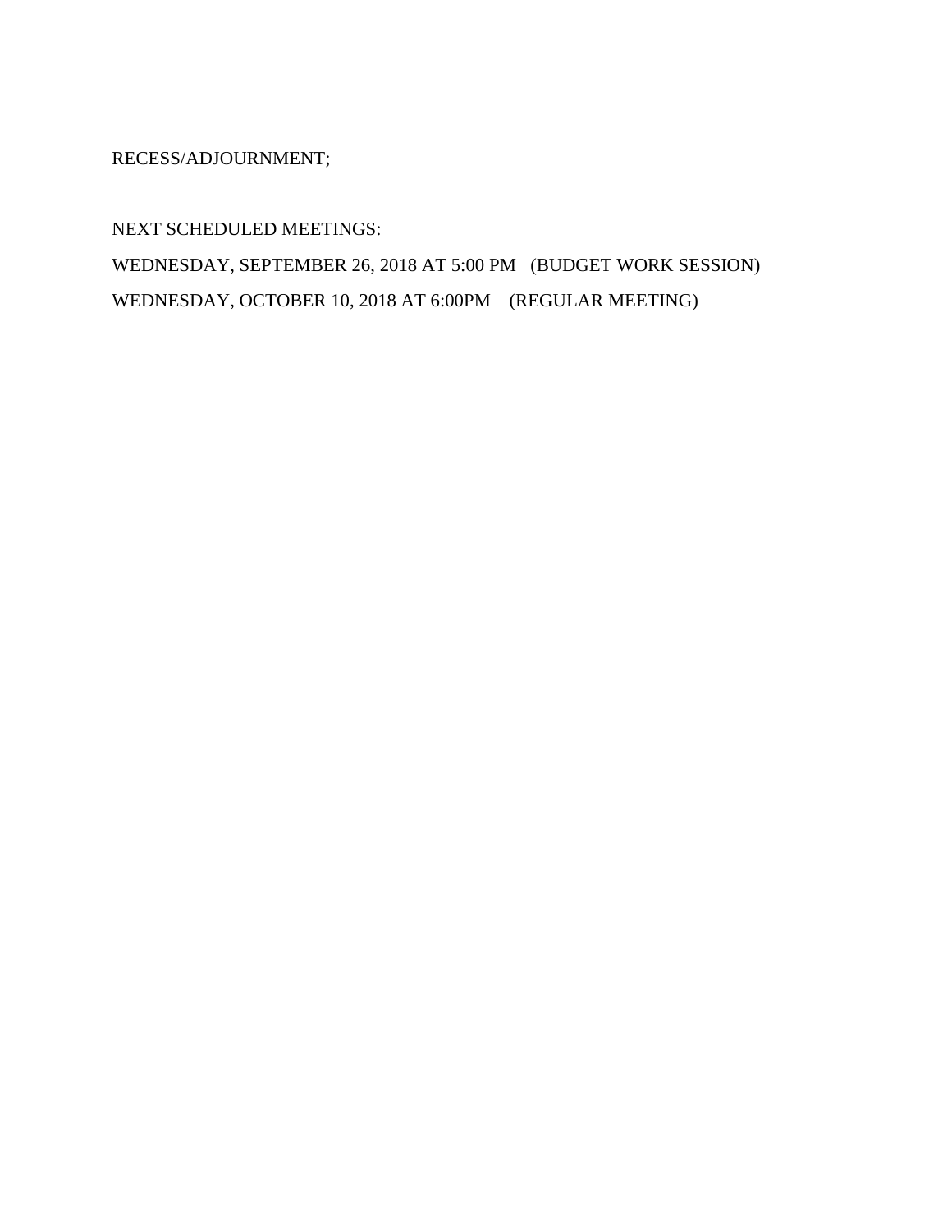RECESS/ADJOURNMENT;

NEXT SCHEDULED MEETINGS:

WEDNESDAY, SEPTEMBER 26, 2018 AT 5:00 PM (BUDGET WORK SESSION)

WEDNESDAY, OCTOBER 10, 2018 AT 6:00PM (REGULAR MEETING)